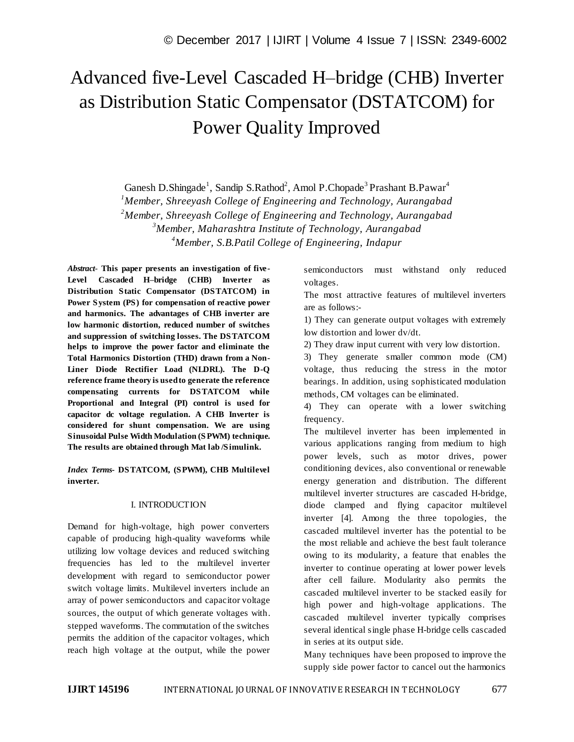# Advanced five-Level Cascaded H–bridge (CHB) Inverter as Distribution Static Compensator (DSTATCOM) for Power Quality Improved

Ganesh D.Shingade[1], Sandip S.Rathod[2], Amol P.Chopade[3] Prashant B.Pawar[4]

[1]*Member, Shreeyash College of Engineering and Technology, Aurangabad*
[2]*Member, Shreeyash College of Engineering and Technology, Aurangabad*
[3]*Member, Maharashtra Institute of Technology, Aurangabad*
[4]*Member, S.B.Patil College of Engineering, Indapur*

***Abstract-*** **This paper presents an investigation of five-Level Cascaded H–bridge (CHB) Inverter as Distribution Static Compensator (DSTATCOM) in Power System (PS) for compensation of reactive power and harmonics. The advantages of CHB inverter are low harmonic distortion, reduced number of switches and suppression of switching losses. The DSTATCOM helps to improve the power factor and eliminate the Total Harmonics Distortion (THD) drawn from a Non-Liner Diode Rectifier Load (NLDRL). The D-Q reference frame theory is used to generate the reference compensating currents for DSTATCOM while Proportional and Integral (PI) control is used for capacitor dc voltage regulation. A CHB Inverter is considered for shunt compensation. We are using Sinusoidal Pulse Width Modulation (SPWM) technique. The results are obtained through Mat lab /Simulink.**

***Index Terms-*** **DSTATCOM, (SPWM), CHB Multilevel inverter.**

## I. INTRODUCTION

Demand for high-voltage, high power converters capable of producing high-quality waveforms while utilizing low voltage devices and reduced switching frequencies has led to the multilevel inverter development with regard to semiconductor power switch voltage limits. Multilevel inverters include an array of power semiconductors and capacitor voltage sources, the output of which generate voltages with. stepped waveforms. The commutation of the switches permits the addition of the capacitor voltages, which reach high voltage at the output, while the power semiconductors must withstand only reduced voltages.

The most attractive features of multilevel inverters are as follows:-

1) They can generate output voltages with extremely low distortion and lower dv/dt.

2) They draw input current with very low distortion.

3) They generate smaller common mode (CM) voltage, thus reducing the stress in the motor bearings. In addition, using sophisticated modulation methods, CM voltages can be eliminated.

4) They can operate with a lower switching frequency.

The multilevel inverter has been implemented in various applications ranging from medium to high power levels, such as motor drives, power conditioning devices, also conventional or renewable energy generation and distribution. The different multilevel inverter structures are cascaded H-bridge, diode clamped and flying capacitor multilevel inverter [4]. Among the three topologies, the cascaded multilevel inverter has the potential to be the most reliable and achieve the best fault tolerance owing to its modularity, a feature that enables the inverter to continue operating at lower power levels after cell failure. Modularity also permits the cascaded multilevel inverter to be stacked easily for high power and high-voltage applications. The cascaded multilevel inverter typically comprises several identical single phase H-bridge cells cascaded in series at its output side.

Many techniques have been proposed to improve the supply side power factor to cancel out the harmonics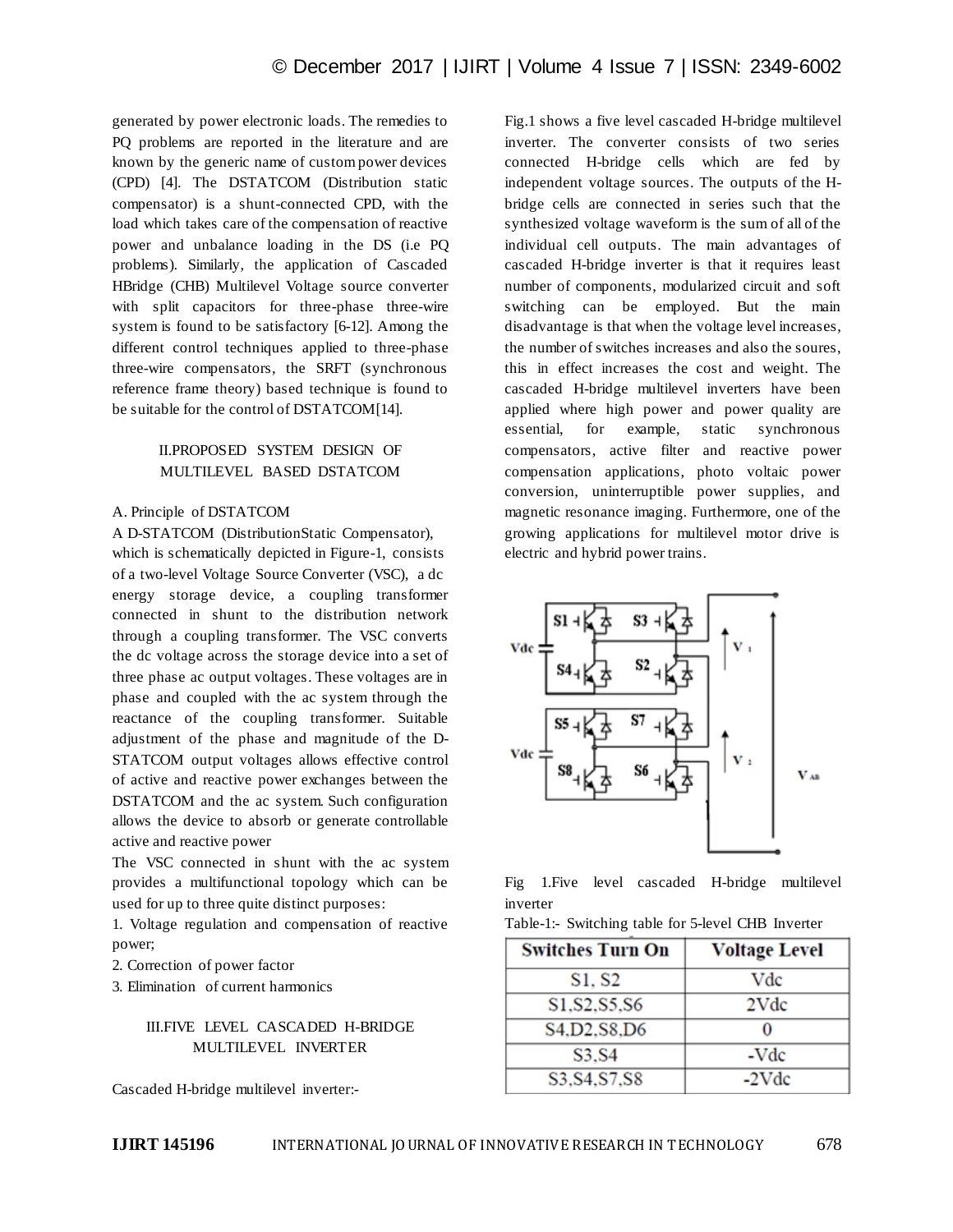generated by power electronic loads. The remedies to PQ problems are reported in the literature and are known by the generic name of custom power devices (CPD) [4]. The DSTATCOM (Distribution static compensator) is a shunt-connected CPD, with the load which takes care of the compensation of reactive power and unbalance loading in the DS (i.e PQ problems). Similarly, the application of Cascaded HBridge (CHB) Multilevel Voltage source converter with split capacitors for three-phase three-wire system is found to be satisfactory [6-12]. Among the different control techniques applied to three-phase three-wire compensators, the SRFT (synchronous reference frame theory) based technique is found to be suitable for the control of DSTATCOM[14].

## II.PROPOSED SYSTEM DESIGN OF MULTILEVEL BASED DSTATCOM

### A. Principle of DSTATCOM

A D-STATCOM (DistributionStatic Compensator), which is schematically depicted in Figure-1, consists of a two-level Voltage Source Converter (VSC), a dc energy storage device, a coupling transformer connected in shunt to the distribution network through a coupling transformer. The VSC converts the dc voltage across the storage device into a set of three phase ac output voltages. These voltages are in phase and coupled with the ac system through the reactance of the coupling transformer. Suitable adjustment of the phase and magnitude of the D-STATCOM output voltages allows effective control of active and reactive power exchanges between the DSTATCOM and the ac system. Such configuration allows the device to absorb or generate controllable active and reactive power

The VSC connected in shunt with the ac system provides a multifunctional topology which can be used for up to three quite distinct purposes:

1. Voltage regulation and compensation of reactive power;
2. Correction of power factor
3. Elimination of current harmonics

## III.FIVE LEVEL CASCADED H-BRIDGE MULTILEVEL INVERTER

Cascaded H-bridge multilevel inverter:-

Fig.1 shows a five level cascaded H-bridge multilevel inverter. The converter consists of two series connected H-bridge cells which are fed by independent voltage sources. The outputs of the H-bridge cells are connected in series such that the synthesized voltage waveform is the sum of all of the individual cell outputs. The main advantages of cascaded H-bridge inverter is that it requires least number of components, modularized circuit and soft switching can be employed. But the main disadvantage is that when the voltage level increases, the number of switches increases and also the soures, this in effect increases the cost and weight. The cascaded H-bridge multilevel inverters have been applied where high power and power quality are essential, for example, static synchronous compensators, active filter and reactive power compensation applications, photo voltaic power conversion, uninterruptible power supplies, and magnetic resonance imaging. Furthermore, one of the growing applications for multilevel motor drive is electric and hybrid power trains.

Fig 1.Five level cascaded H-bridge multilevel inverter

Table-1:- Switching table for 5-level CHB Inverter

| Switches Turn On | Voltage Level |
|---|---|
| S1, S2 | Vdc |
| S1,S2,S5,S6 | 2Vdc |
| S4,D2,S8,D6 | 0 |
| S3,S4 | -Vdc |
| S3,S4,S7,S8 | -2Vdc |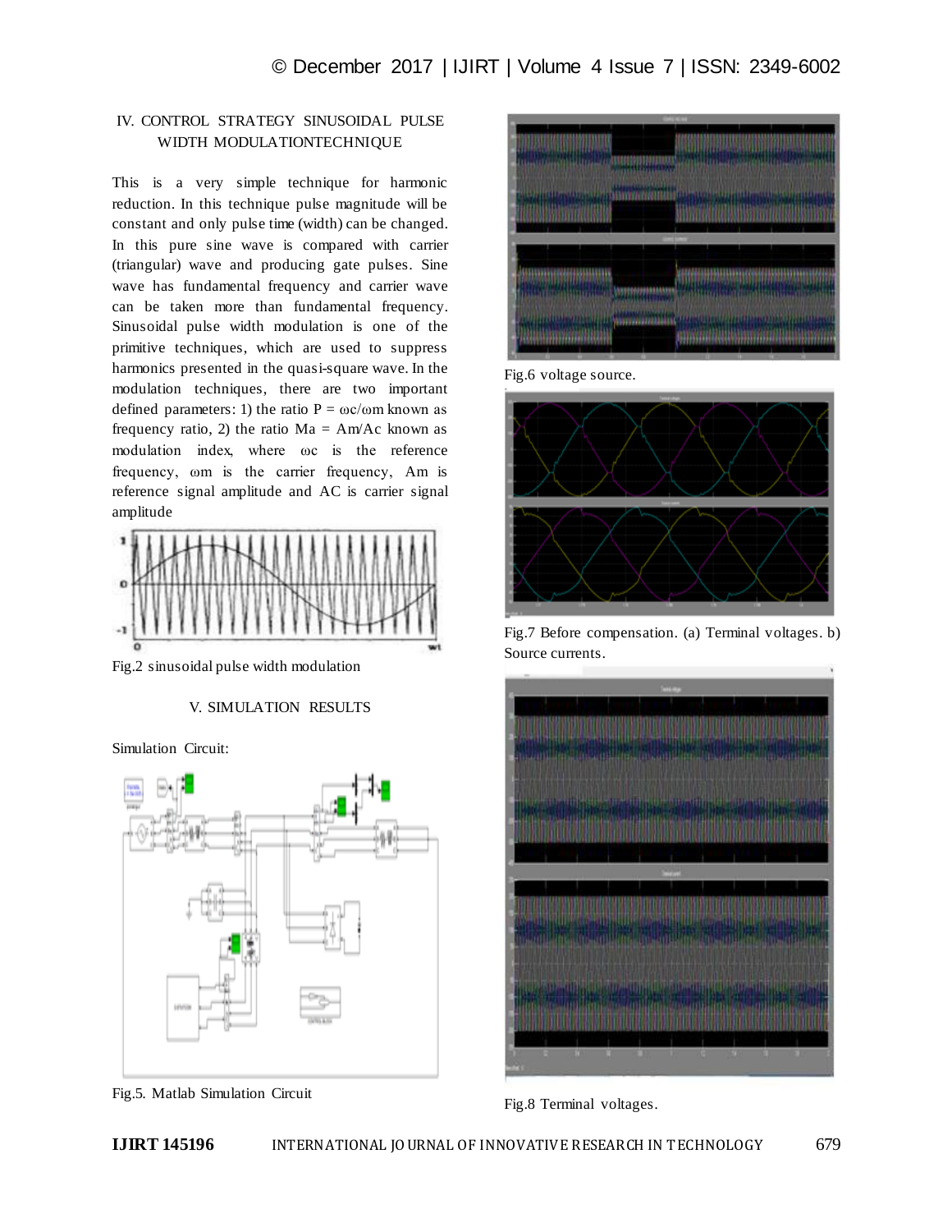## IV. CONTROL STRATEGY SINUSOIDAL PULSE WIDTH MODULATIONTECHNIQUE

This is a very simple technique for harmonic reduction. In this technique pulse magnitude will be constant and only pulse time (width) can be changed. In this pure sine wave is compared with carrier (triangular) wave and producing gate pulses. Sine wave has fundamental frequency and carrier wave can be taken more than fundamental frequency. Sinusoidal pulse width modulation is one of the primitive techniques, which are used to suppress harmonics presented in the quasi-square wave. In the modulation techniques, there are two important defined parameters: 1) the ratio $P = \omega c/\omega m$ known as frequency ratio, 2) the ratio $Ma = Am/Ac$ known as modulation index, where $\omega c$ is the reference frequency, $\omega m$ is the carrier frequency, Am is reference signal amplitude and AC is carrier signal amplitude

Fig.2 sinusoidal pulse width modulation

## V. SIMULATION RESULTS

Simulation Circuit:

Fig.5. Matlab Simulation Circuit

Fig.6 voltage source.

Fig.7 Before compensation. (a) Terminal voltages. b) Source currents.

Fig.8 Terminal voltages.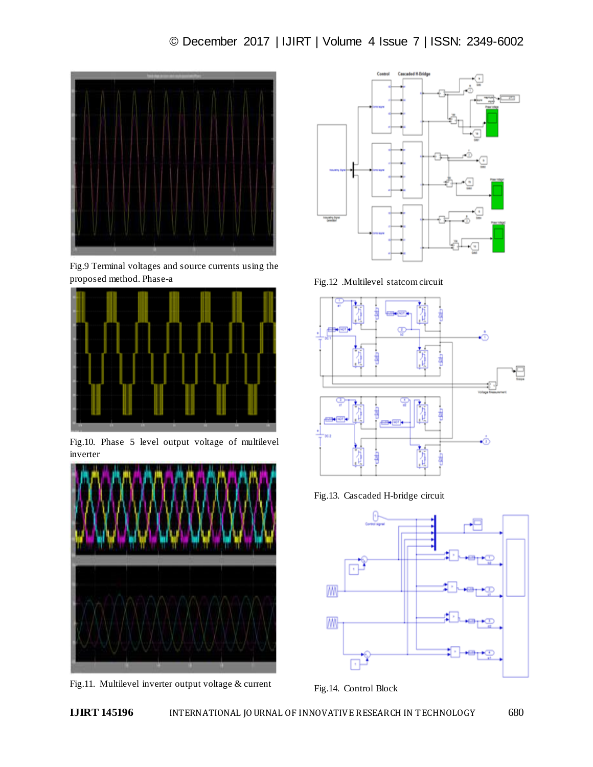Fig.9 Terminal voltages and source currents using the proposed method. Phase-a

Fig.10. Phase 5 level output voltage of multilevel inverter

Fig.11. Multilevel inverter output voltage & current

Fig.12 .Multilevel statcom circuit

Fig.13. Cascaded H-bridge circuit

Fig.14. Control Block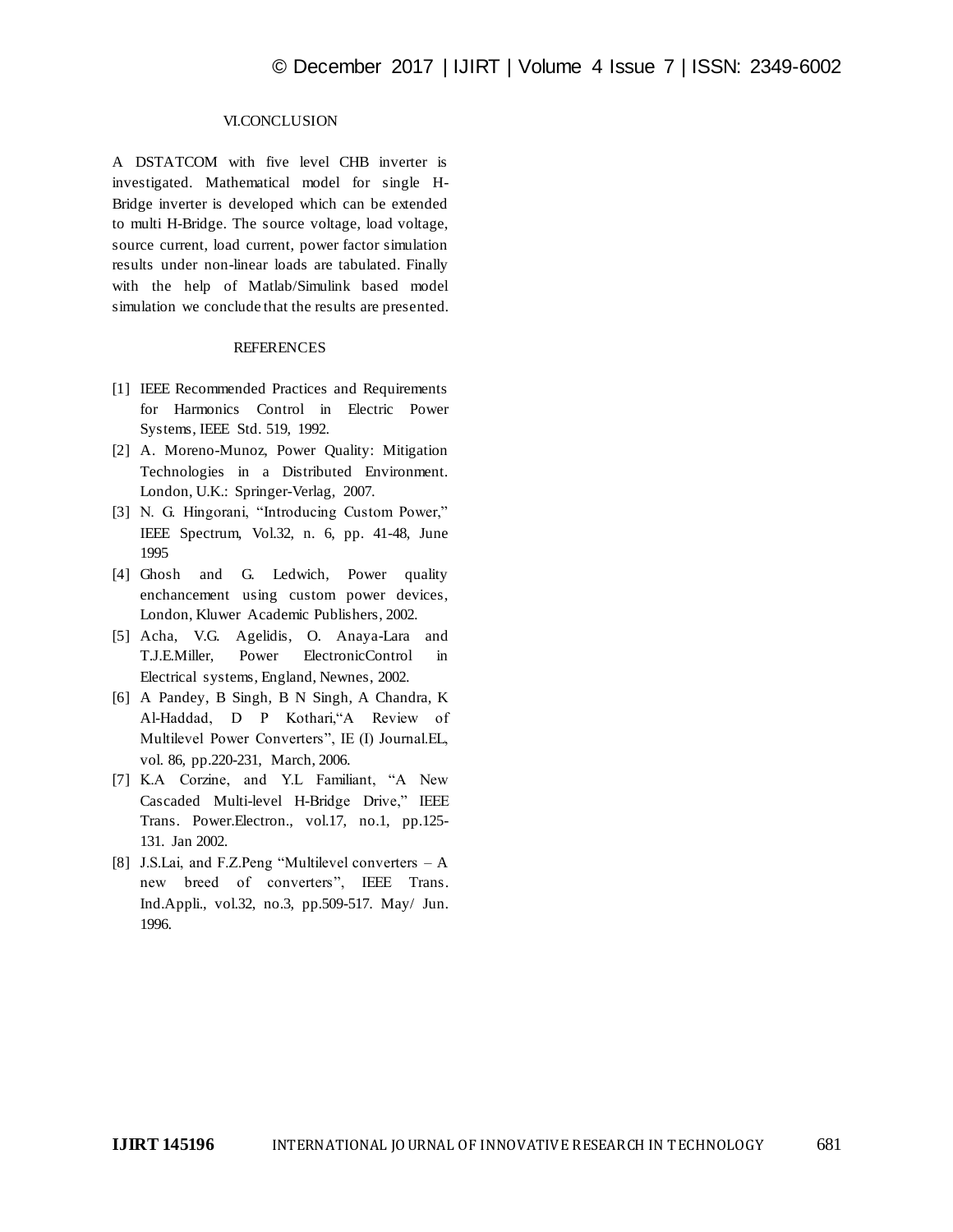## VI.CONCLUSION

A DSTATCOM with five level CHB inverter is investigated. Mathematical model for single H-Bridge inverter is developed which can be extended to multi H-Bridge. The source voltage, load voltage, source current, load current, power factor simulation results under non-linear loads are tabulated. Finally with the help of Matlab/Simulink based model simulation we conclude that the results are presented.

## REFERENCES

[1] IEEE Recommended Practices and Requirements for Harmonics Control in Electric Power Systems, IEEE Std. 519, 1992.

[2] A. Moreno-Munoz, Power Quality: Mitigation Technologies in a Distributed Environment. London, U.K.: Springer-Verlag, 2007.

[3] N. G. Hingorani, "Introducing Custom Power," IEEE Spectrum, Vol.32, n. 6, pp. 41-48, June 1995

[4] Ghosh and G. Ledwich, Power quality enchancement using custom power devices, London, Kluwer Academic Publishers, 2002.

[5] Acha, V.G. Agelidis, O. Anaya-Lara and T.J.E.Miller, Power ElectronicControl in Electrical systems, England, Newnes, 2002.

[6] A Pandey, B Singh, B N Singh, A Chandra, K Al-Haddad, D P Kothari,"A Review of Multilevel Power Converters", IE (I) Journal.EL, vol. 86, pp.220-231, March, 2006.

[7] K.A Corzine, and Y.L Familiant, "A New Cascaded Multi-level H-Bridge Drive," IEEE Trans. Power.Electron., vol.17, no.1, pp.125-131. Jan 2002.

[8] J.S.Lai, and F.Z.Peng "Multilevel converters – A new breed of converters", IEEE Trans. Ind.Appli., vol.32, no.3, pp.509-517. May/ Jun. 1996.